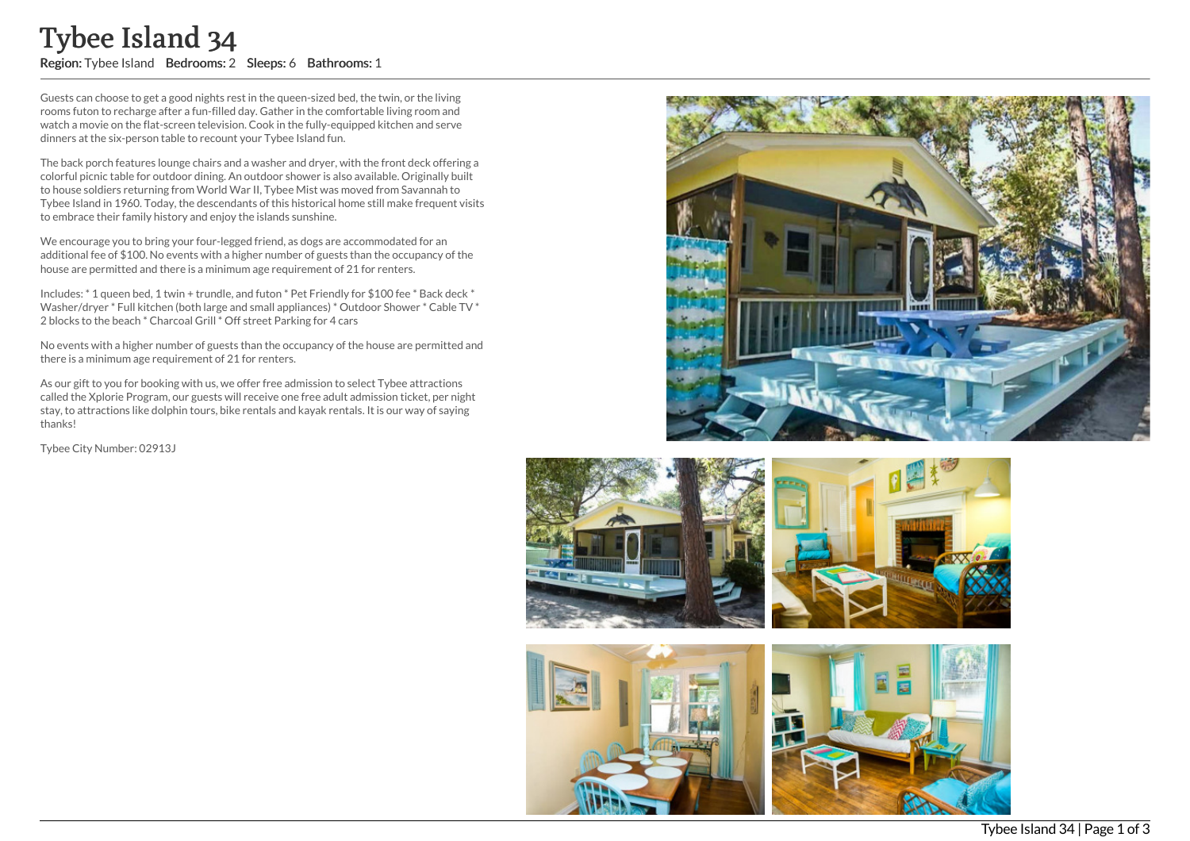# Tybee Island 34

**Region:** Tybee Island **Bedrooms:** 2 **Sleeps:** 6 **Bathrooms:** 1

Guests can choose to get a good nights rest in the queen-sized bed, the twin, or the living rooms futon to recharge after a fun-filled day. Gather in the comfortable living room and watch a movie on the flat-screen television. Cook in the fully-equipped kitchen and serve dinners at the six-person table to recount your Tybee Island fun.

The back porch features lounge chairs and a washer and dryer, with the front deck offering a colorful picnic table for outdoor dining. An outdoor shower is also available. Originally built to house soldiers returning from World War II, Tybee Mist was moved from Savannah to Tybee Island in 1960. Today, the descendants of this historical home still make frequent visits to embrace their family history and enjoy the islands sunshine.

We encourage you to bring your four-legged friend, as dogs are accommodated for an additional fee of $100. No events with a higher number of guests than the occupancy of the house are permitted and there is a minimum age requirement of 21 for renters.

Includes: * 1 queen bed, 1 twin + trundle, and futon * Pet Friendly for $100 fee * Back deck * Washer/dryer * Full kitchen (both large and small appliances) * Outdoor Shower * Cable TV * 2 blocks to the beach * Charcoal Grill * Off street Parking for 4 cars

No events with a higher number of guests than the occupancy of the house are permitted and there is a minimum age requirement of 21 for renters.

As our gift to you for booking with us, we offer free admission to select Tybee attractions called the Xplorie Program, our guests will receive one free adult admission ticket, per night stay, to attractions like dolphin tours, bike rentals and kayak rentals. It is our way of saying thanks!

Tybee City Number: 02913J